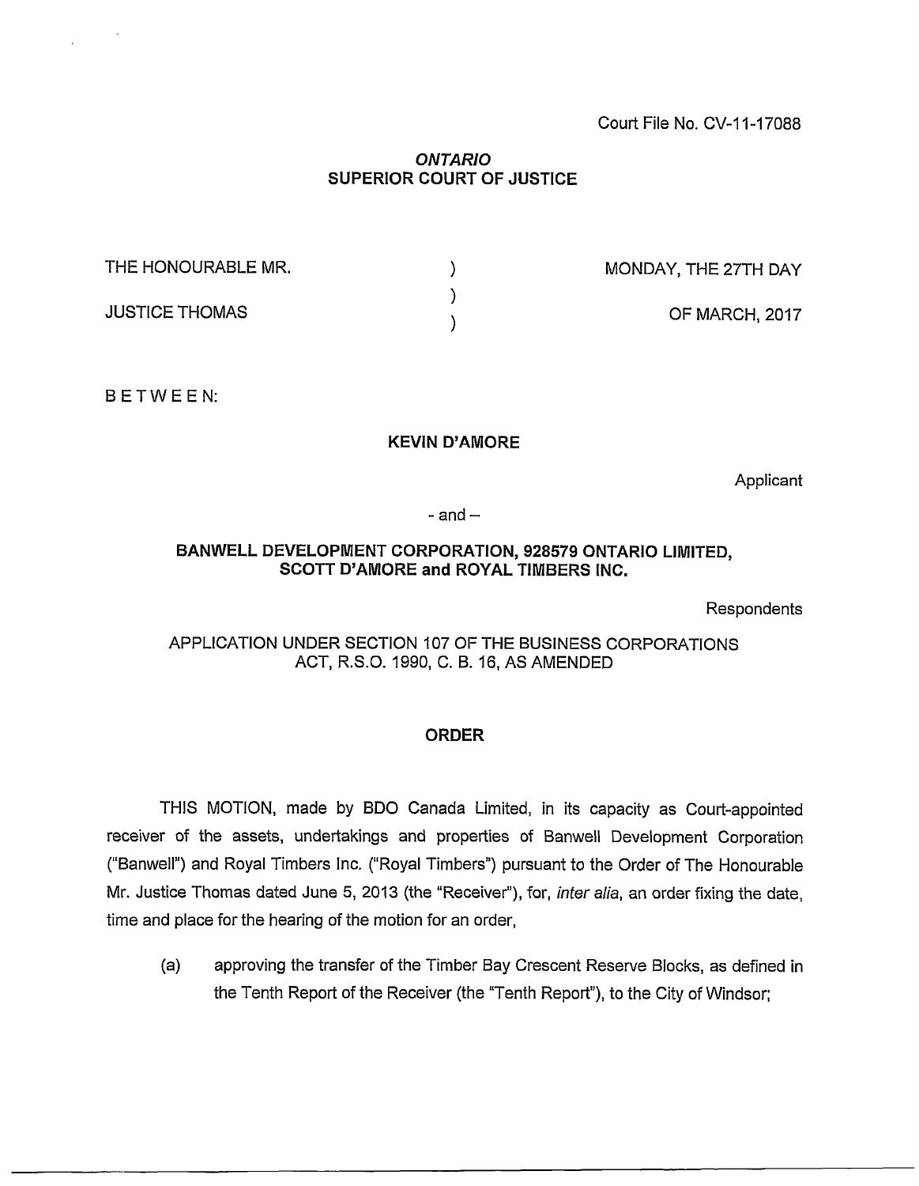Court File No. CV-11-17088

**ONTARIO**
**SUPERIOR COURT OF JUSTICE**

| | | |
|---|---|---|
| THE HONOURABLE MR. | ) | MONDAY, THE 27TH DAY |
| | ) | |
| JUSTICE THOMAS | ) | OF MARCH, 2017 |

BETWEEN:

**KEVIN D'AMORE**

Applicant

\- and –

**BANWELL DEVELOPMENT CORPORATION, 928579 ONTARIO LIMITED, SCOTT D'AMORE and ROYAL TIMBERS INC.**

Respondents

APPLICATION UNDER SECTION 107 OF THE BUSINESS CORPORATIONS ACT, R.S.O. 1990, C. B. 16, AS AMENDED

**ORDER**

THIS MOTION, made by BDO Canada Limited, in its capacity as Court-appointed receiver of the assets, undertakings and properties of Banwell Development Corporation ("Banwell") and Royal Timbers Inc. ("Royal Timbers") pursuant to the Order of The Honourable Mr. Justice Thomas dated June 5, 2013 (the "Receiver"), for, *inter alia*, an order fixing the date, time and place for the hearing of the motion for an order,

(a) approving the transfer of the Timber Bay Crescent Reserve Blocks, as defined in the Tenth Report of the Receiver (the "Tenth Report"), to the City of Windsor;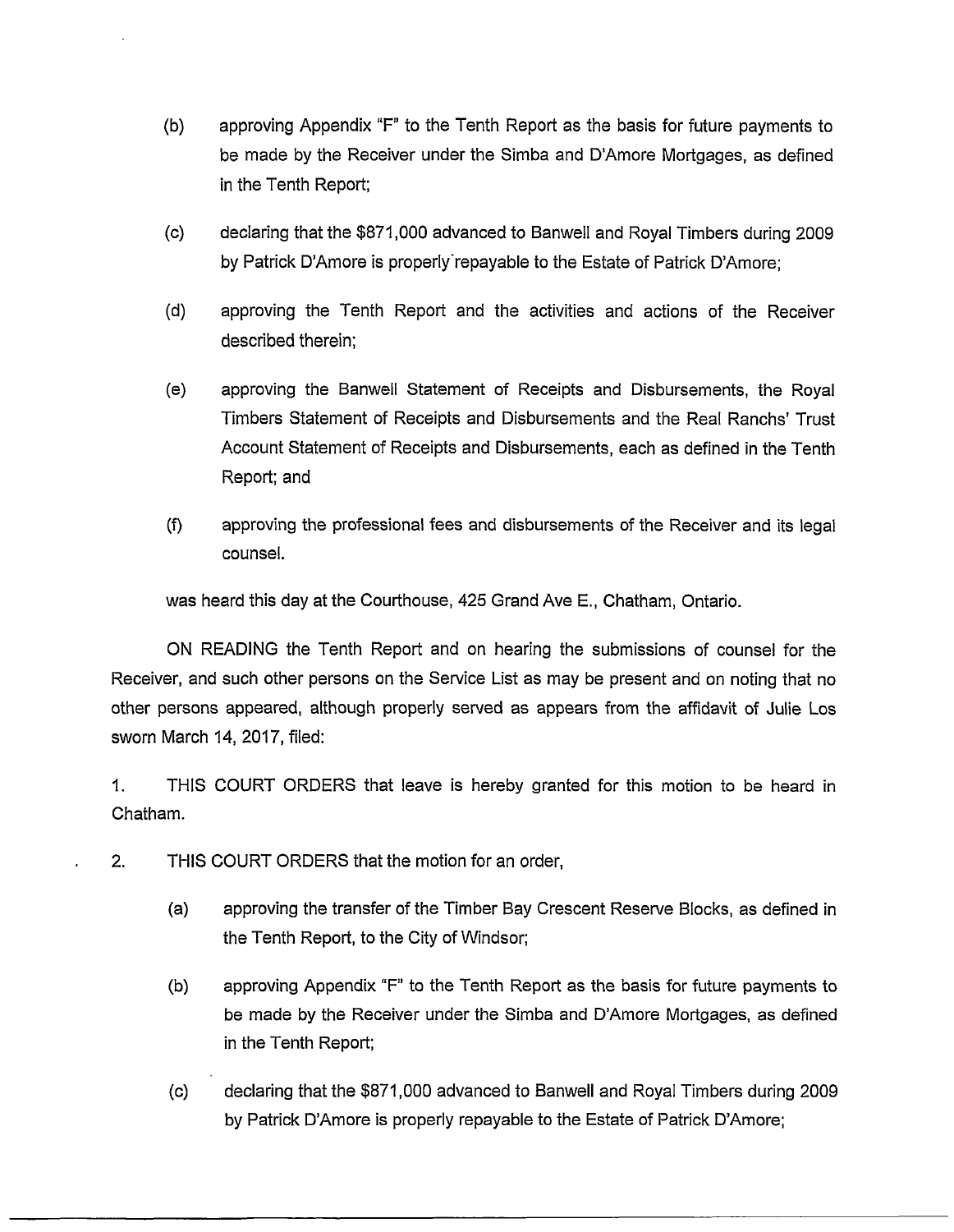(b) approving Appendix "F" to the Tenth Report as the basis for future payments to be made by the Receiver under the Simba and D'Amore Mortgages, as defined in the Tenth Report;

(c) declaring that the $871,000 advanced to Banwell and Royal Timbers during 2009 by Patrick D'Amore is properly repayable to the Estate of Patrick D'Amore;

(d) approving the Tenth Report and the activities and actions of the Receiver described therein;

(e) approving the Banwell Statement of Receipts and Disbursements, the Royal Timbers Statement of Receipts and Disbursements and the Real Ranchs' Trust Account Statement of Receipts and Disbursements, each as defined in the Tenth Report; and

(f) approving the professional fees and disbursements of the Receiver and its legal counsel.

was heard this day at the Courthouse, 425 Grand Ave E., Chatham, Ontario.

ON READING the Tenth Report and on hearing the submissions of counsel for the Receiver, and such other persons on the Service List as may be present and on noting that no other persons appeared, although properly served as appears from the affidavit of Julie Los sworn March 14, 2017, filed:

1. THIS COURT ORDERS that leave is hereby granted for this motion to be heard in Chatham.

2. THIS COURT ORDERS that the motion for an order,

(a) approving the transfer of the Timber Bay Crescent Reserve Blocks, as defined in the Tenth Report, to the City of Windsor;

(b) approving Appendix "F" to the Tenth Report as the basis for future payments to be made by the Receiver under the Simba and D'Amore Mortgages, as defined in the Tenth Report;

(c) declaring that the $871,000 advanced to Banwell and Royal Timbers during 2009 by Patrick D'Amore is properly repayable to the Estate of Patrick D'Amore;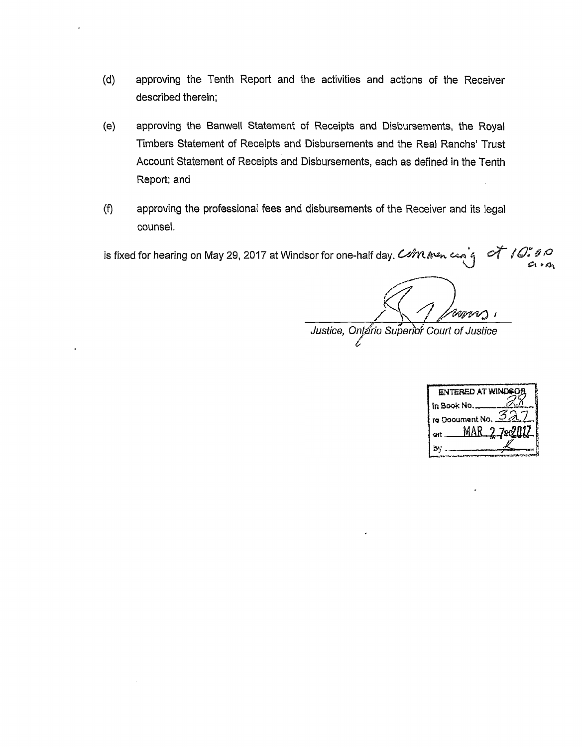(d) approving the Tenth Report and the activities and actions of the Receiver described therein;

(e) approving the Banwell Statement of Receipts and Disbursements, the Royal Timbers Statement of Receipts and Disbursements and the Real Ranchs' Trust Account Statement of Receipts and Disbursements, each as defined in the Tenth Report; and

(f) approving the professional fees and disbursements of the Receiver and its legal counsel.

is fixed for hearing on May 29, 2017 at Windsor for one-half day. commencing at 10:00 a.m.

*Justice, Ontario Superior Court of Justice*

| ENTERED AT WINDSOR |
| --- |
| In Book No. 28 |
| re Document No. 327 |
| on MAR 27 2017 |
| by |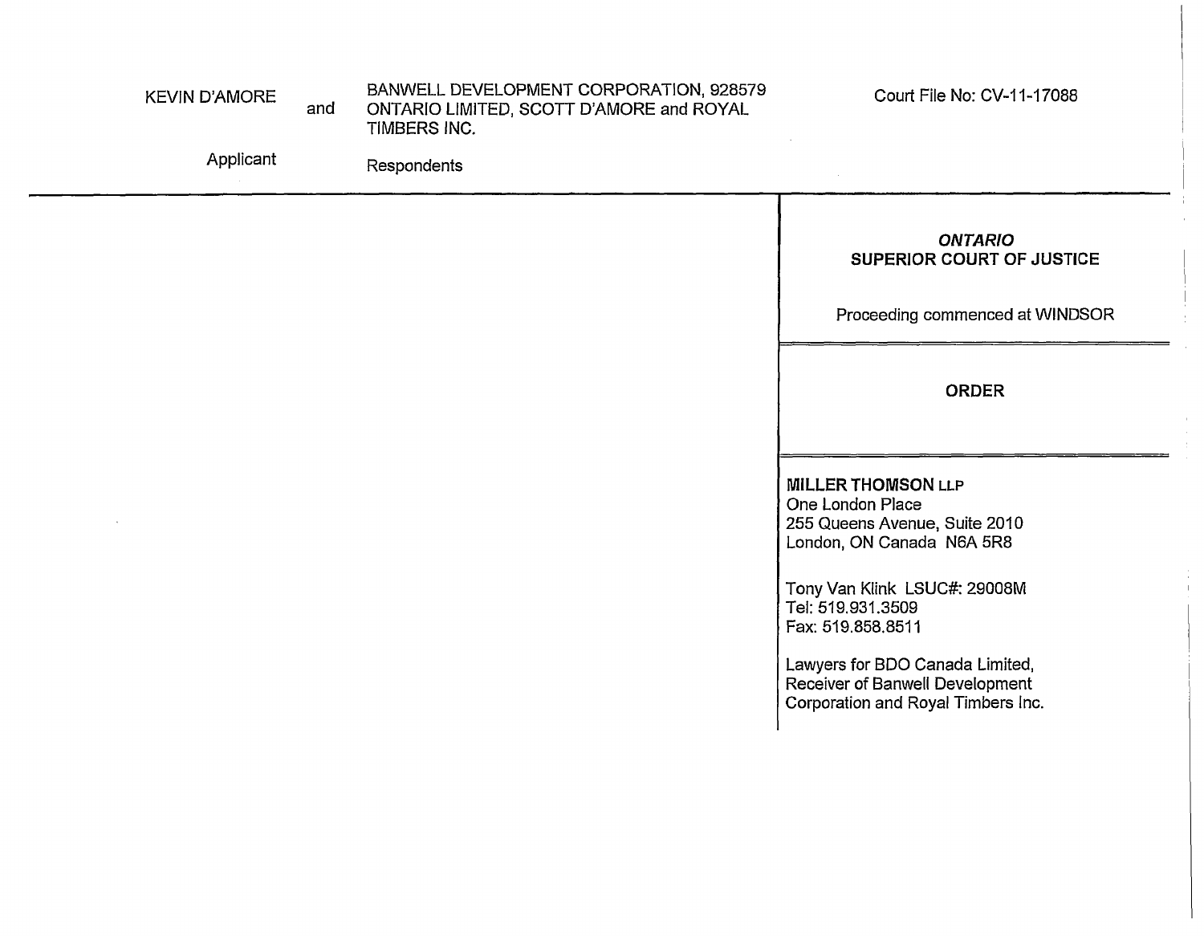KEVIN D'AMORE and BANWELL DEVELOPMENT CORPORATION, 928579 ONTARIO LIMITED, SCOTT D'AMORE and ROYAL TIMBERS INC.

Applicant Respondents

Court File No: CV-11-17088

***ONTARIO***
**SUPERIOR COURT OF JUSTICE**

Proceeding commenced at WINDSOR

**ORDER**

**MILLER THOMSON LLP**
One London Place
255 Queens Avenue, Suite 2010
London, ON Canada N6A 5R8

Tony Van Klink LSUC#: 29008M
Tel: 519.931.3509
Fax: 519.858.8511

Lawyers for BDO Canada Limited, Receiver of Banwell Development Corporation and Royal Timbers Inc.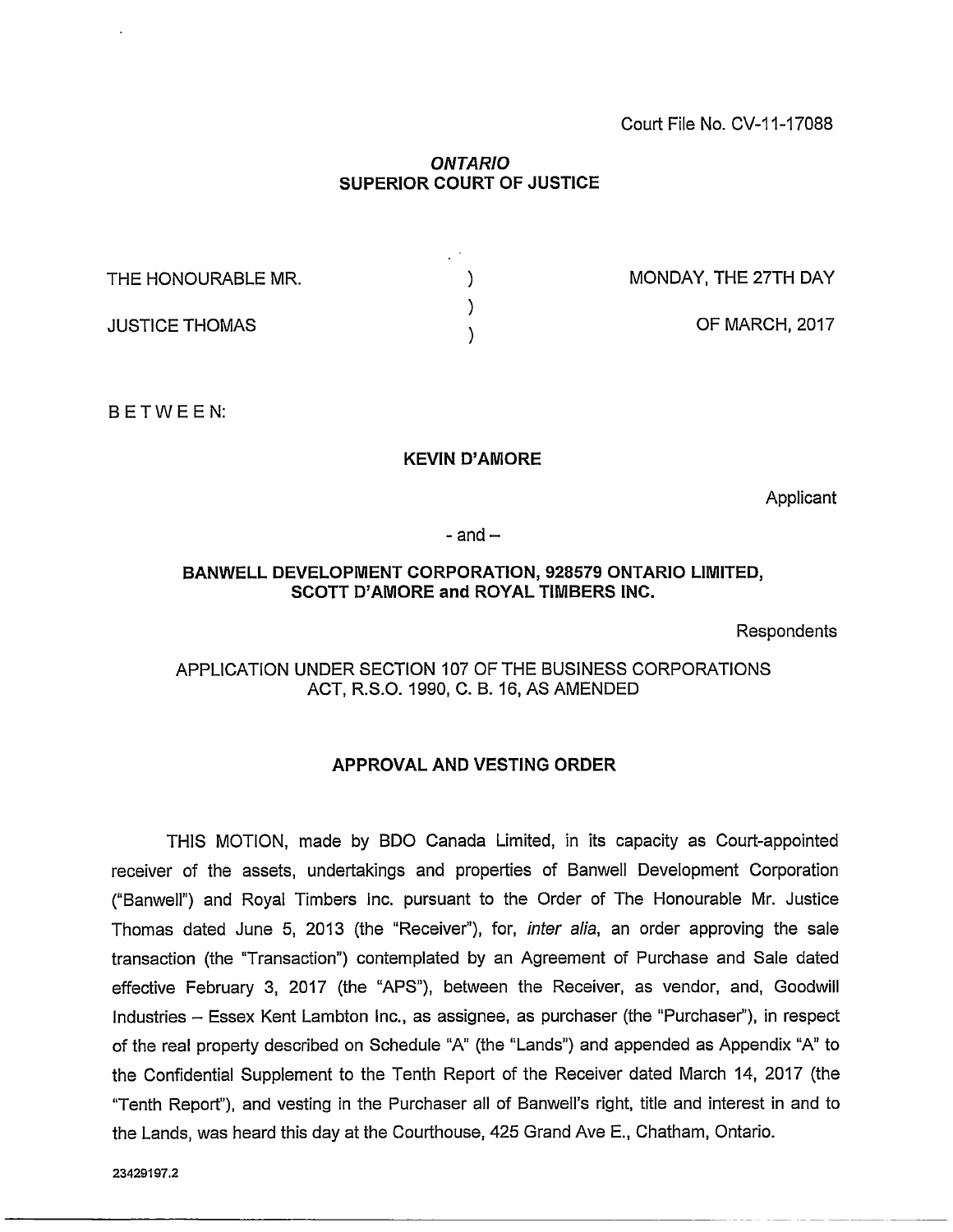Court File No. CV-11-17088

***ONTARIO***
**SUPERIOR COURT OF JUSTICE**

| | | |
|---|---|---|
| THE HONOURABLE MR. | ) | MONDAY, THE 27TH DAY |
| | ) | |
| JUSTICE THOMAS | ) | OF MARCH, 2017 |

B E T W E E N:

**KEVIN D'AMORE**

Applicant

\- and –

**BANWELL DEVELOPMENT CORPORATION, 928579 ONTARIO LIMITED, SCOTT D'AMORE and ROYAL TIMBERS INC.**

Respondents

APPLICATION UNDER SECTION 107 OF THE BUSINESS CORPORATIONS ACT, R.S.O. 1990, C. B. 16, AS AMENDED

**APPROVAL AND VESTING ORDER**

THIS MOTION, made by BDO Canada Limited, in its capacity as Court-appointed receiver of the assets, undertakings and properties of Banwell Development Corporation ("Banwell") and Royal Timbers Inc. pursuant to the Order of The Honourable Mr. Justice Thomas dated June 5, 2013 (the "Receiver"), for, *inter alia*, an order approving the sale transaction (the "Transaction") contemplated by an Agreement of Purchase and Sale dated effective February 3, 2017 (the "APS"), between the Receiver, as vendor, and, Goodwill Industries – Essex Kent Lambton Inc., as assignee, as purchaser (the "Purchaser"), in respect of the real property described on Schedule "A" (the "Lands") and appended as Appendix "A" to the Confidential Supplement to the Tenth Report of the Receiver dated March 14, 2017 (the "Tenth Report"), and vesting in the Purchaser all of Banwell's right, title and interest in and to the Lands, was heard this day at the Courthouse, 425 Grand Ave E., Chatham, Ontario.

23429197.2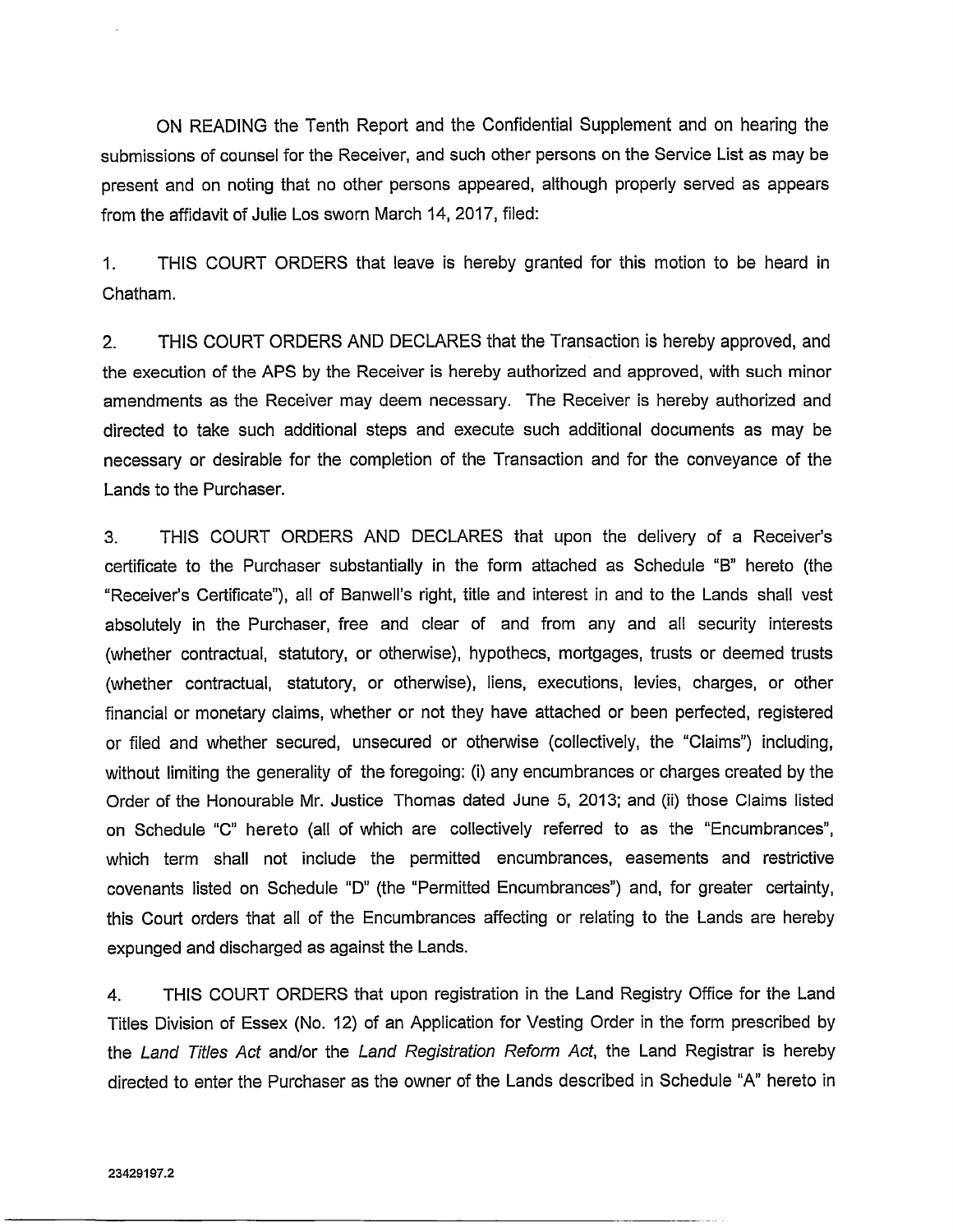ON READING the Tenth Report and the Confidential Supplement and on hearing the submissions of counsel for the Receiver, and such other persons on the Service List as may be present and on noting that no other persons appeared, although properly served as appears from the affidavit of Julie Los sworn March 14, 2017, filed:

1. THIS COURT ORDERS that leave is hereby granted for this motion to be heard in Chatham.

2. THIS COURT ORDERS AND DECLARES that the Transaction is hereby approved, and the execution of the APS by the Receiver is hereby authorized and approved, with such minor amendments as the Receiver may deem necessary. The Receiver is hereby authorized and directed to take such additional steps and execute such additional documents as may be necessary or desirable for the completion of the Transaction and for the conveyance of the Lands to the Purchaser.

3. THIS COURT ORDERS AND DECLARES that upon the delivery of a Receiver's certificate to the Purchaser substantially in the form attached as Schedule "B" hereto (the "Receiver's Certificate"), all of Banwell's right, title and interest in and to the Lands shall vest absolutely in the Purchaser, free and clear of and from any and all security interests (whether contractual, statutory, or otherwise), hypothecs, mortgages, trusts or deemed trusts (whether contractual, statutory, or otherwise), liens, executions, levies, charges, or other financial or monetary claims, whether or not they have attached or been perfected, registered or filed and whether secured, unsecured or otherwise (collectively, the "Claims") including, without limiting the generality of the foregoing: (i) any encumbrances or charges created by the Order of the Honourable Mr. Justice Thomas dated June 5, 2013; and (ii) those Claims listed on Schedule "C" hereto (all of which are collectively referred to as the "Encumbrances", which term shall not include the permitted encumbrances, easements and restrictive covenants listed on Schedule "D" (the "Permitted Encumbrances") and, for greater certainty, this Court orders that all of the Encumbrances affecting or relating to the Lands are hereby expunged and discharged as against the Lands.

4. THIS COURT ORDERS that upon registration in the Land Registry Office for the Land Titles Division of Essex (No. 12) of an Application for Vesting Order in the form prescribed by the *Land Titles Act* and/or the *Land Registration Reform Act*, the Land Registrar is hereby directed to enter the Purchaser as the owner of the Lands described in Schedule "A" hereto in

23429197.2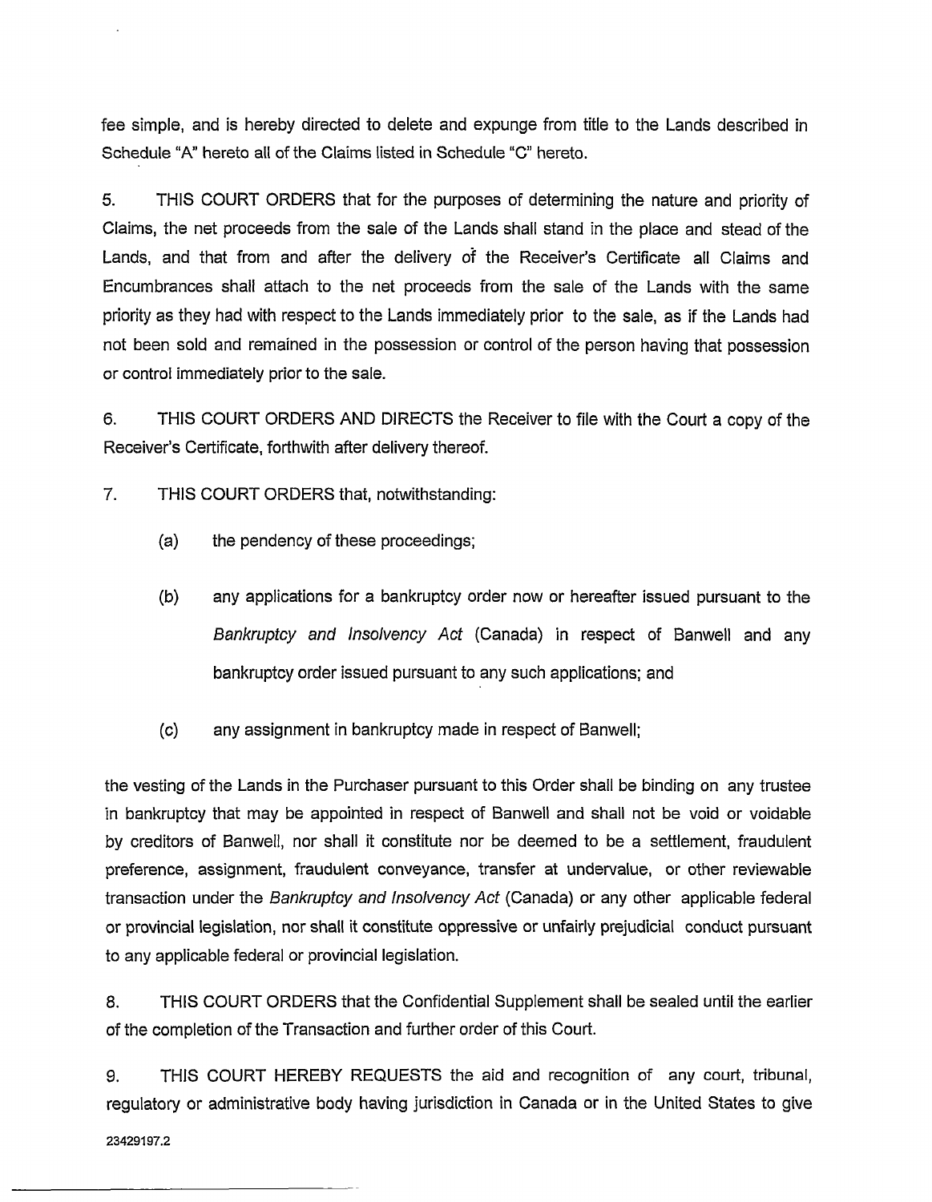fee simple, and is hereby directed to delete and expunge from title to the Lands described in Schedule "A" hereto all of the Claims listed in Schedule "C" hereto.

5. THIS COURT ORDERS that for the purposes of determining the nature and priority of Claims, the net proceeds from the sale of the Lands shall stand in the place and stead of the Lands, and that from and after the delivery of the Receiver's Certificate all Claims and Encumbrances shall attach to the net proceeds from the sale of the Lands with the same priority as they had with respect to the Lands immediately prior to the sale, as if the Lands had not been sold and remained in the possession or control of the person having that possession or control immediately prior to the sale.

6. THIS COURT ORDERS AND DIRECTS the Receiver to file with the Court a copy of the Receiver's Certificate, forthwith after delivery thereof.

7. THIS COURT ORDERS that, notwithstanding:

(a) the pendency of these proceedings;

(b) any applications for a bankruptcy order now or hereafter issued pursuant to the *Bankruptcy and Insolvency Act* (Canada) in respect of Banwell and any bankruptcy order issued pursuant to any such applications; and

(c) any assignment in bankruptcy made in respect of Banwell;

the vesting of the Lands in the Purchaser pursuant to this Order shall be binding on any trustee in bankruptcy that may be appointed in respect of Banwell and shall not be void or voidable by creditors of Banwell, nor shall it constitute nor be deemed to be a settlement, fraudulent preference, assignment, fraudulent conveyance, transfer at undervalue, or other reviewable transaction under the *Bankruptcy and Insolvency Act* (Canada) or any other applicable federal or provincial legislation, nor shall it constitute oppressive or unfairly prejudicial conduct pursuant to any applicable federal or provincial legislation.

8. THIS COURT ORDERS that the Confidential Supplement shall be sealed until the earlier of the completion of the Transaction and further order of this Court.

9. THIS COURT HEREBY REQUESTS the aid and recognition of any court, tribunal, regulatory or administrative body having jurisdiction in Canada or in the United States to give

23429197.2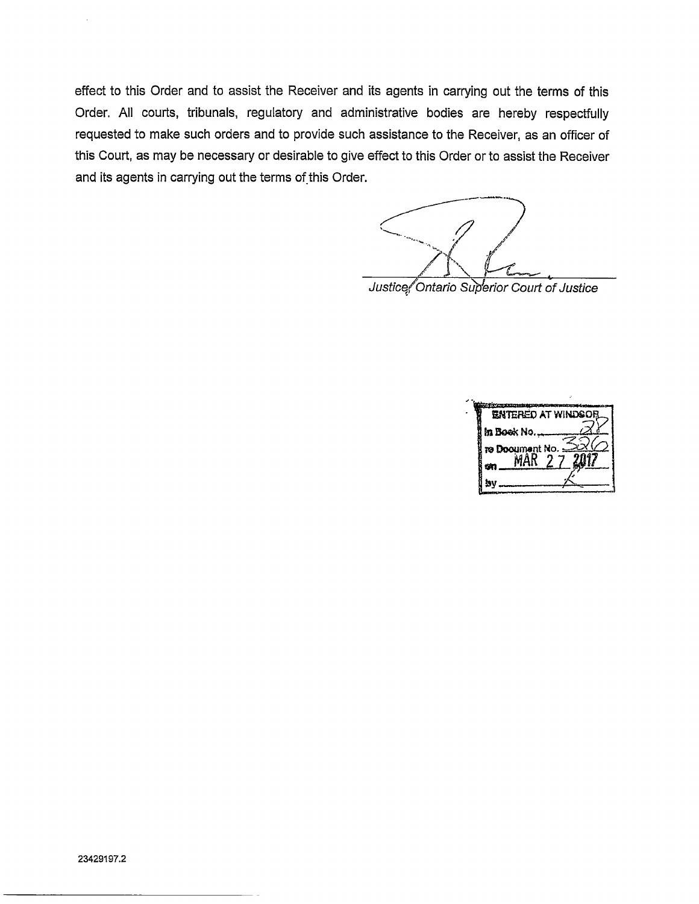effect to this Order and to assist the Receiver and its agents in carrying out the terms of this Order. All courts, tribunals, regulatory and administrative bodies are hereby respectfully requested to make such orders and to provide such assistance to the Receiver, as an officer of this Court, as may be necessary or desirable to give effect to this Order or to assist the Receiver and its agents in carrying out the terms of this Order.

*Justice, Ontario Superior Court of Justice*

ENTERED AT WINDSOR
In Book No. 28
re Document No. 326
on MAR 27 2017
by K

23429197.2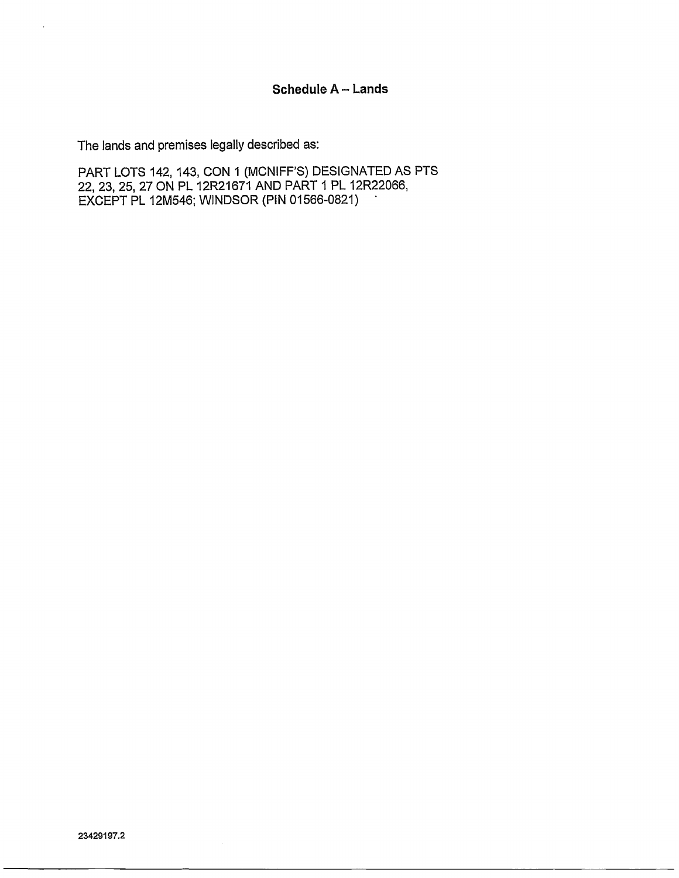## Schedule A – Lands

The lands and premises legally described as:

PART LOTS 142, 143, CON 1 (MCNIFF'S) DESIGNATED AS PTS 22, 23, 25, 27 ON PL 12R21671 AND PART 1 PL 12R22066, EXCEPT PL 12M546; WINDSOR (PIN 01566-0821)

23429197.2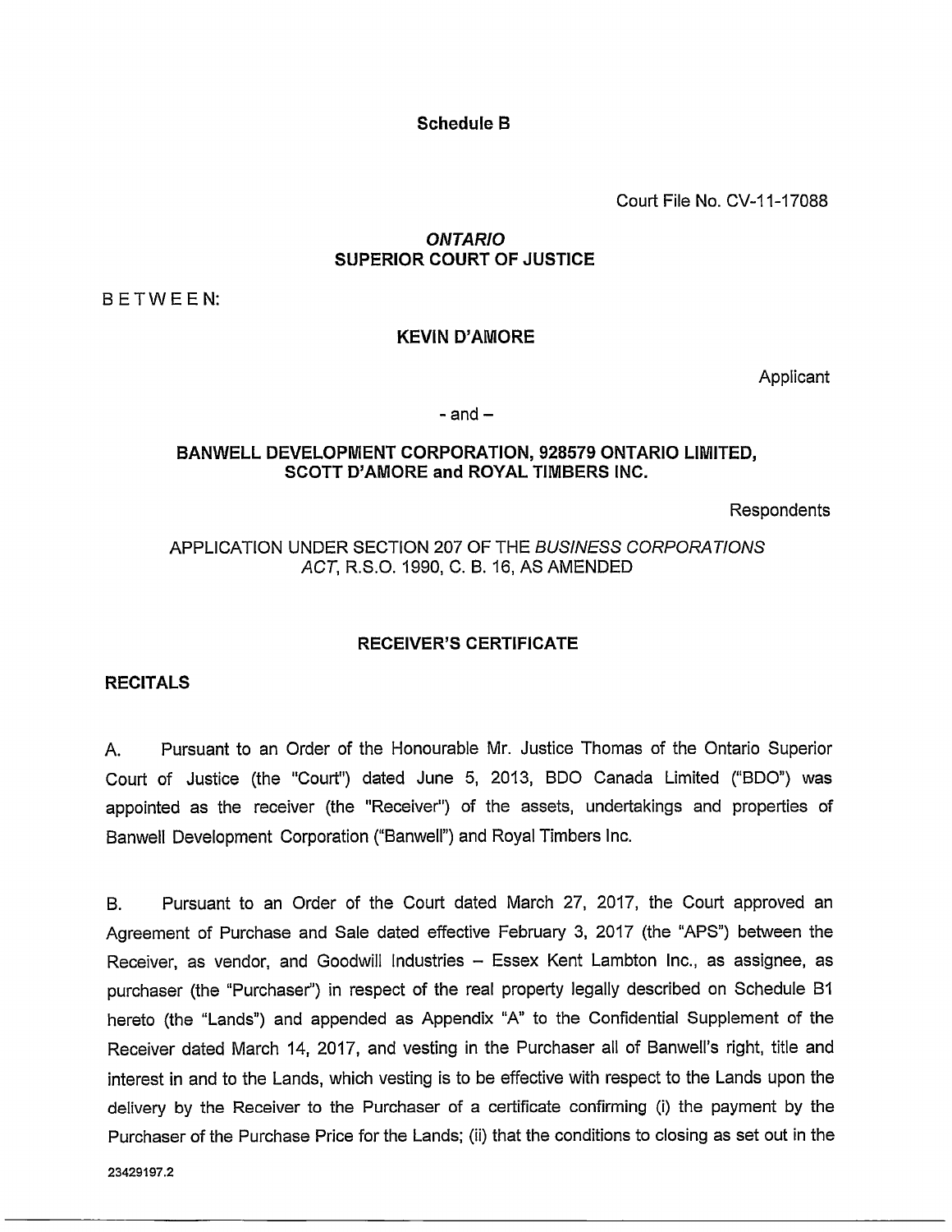**Schedule B**

Court File No. CV-11-17088

***ONTARIO***
**SUPERIOR COURT OF JUSTICE**

BETWEEN:

**KEVIN D'AMORE**

Applicant

- and –

**BANWELL DEVELOPMENT CORPORATION, 928579 ONTARIO LIMITED, SCOTT D'AMORE and ROYAL TIMBERS INC.**

Respondents

APPLICATION UNDER SECTION 207 OF THE *BUSINESS CORPORATIONS ACT*, R.S.O. 1990, C. B. 16, AS AMENDED

**RECEIVER'S CERTIFICATE**

**RECITALS**

A. Pursuant to an Order of the Honourable Mr. Justice Thomas of the Ontario Superior Court of Justice (the "Court") dated June 5, 2013, BDO Canada Limited ("BDO") was appointed as the receiver (the "Receiver") of the assets, undertakings and properties of Banwell Development Corporation ("Banwell") and Royal Timbers Inc.

B. Pursuant to an Order of the Court dated March 27, 2017, the Court approved an Agreement of Purchase and Sale dated effective February 3, 2017 (the "APS") between the Receiver, as vendor, and Goodwill Industries – Essex Kent Lambton Inc., as assignee, as purchaser (the "Purchaser") in respect of the real property legally described on Schedule B1 hereto (the "Lands") and appended as Appendix "A" to the Confidential Supplement of the Receiver dated March 14, 2017, and vesting in the Purchaser all of Banwell's right, title and interest in and to the Lands, which vesting is to be effective with respect to the Lands upon the delivery by the Receiver to the Purchaser of a certificate confirming (i) the payment by the Purchaser of the Purchase Price for the Lands; (ii) that the conditions to closing as set out in the

23429197.2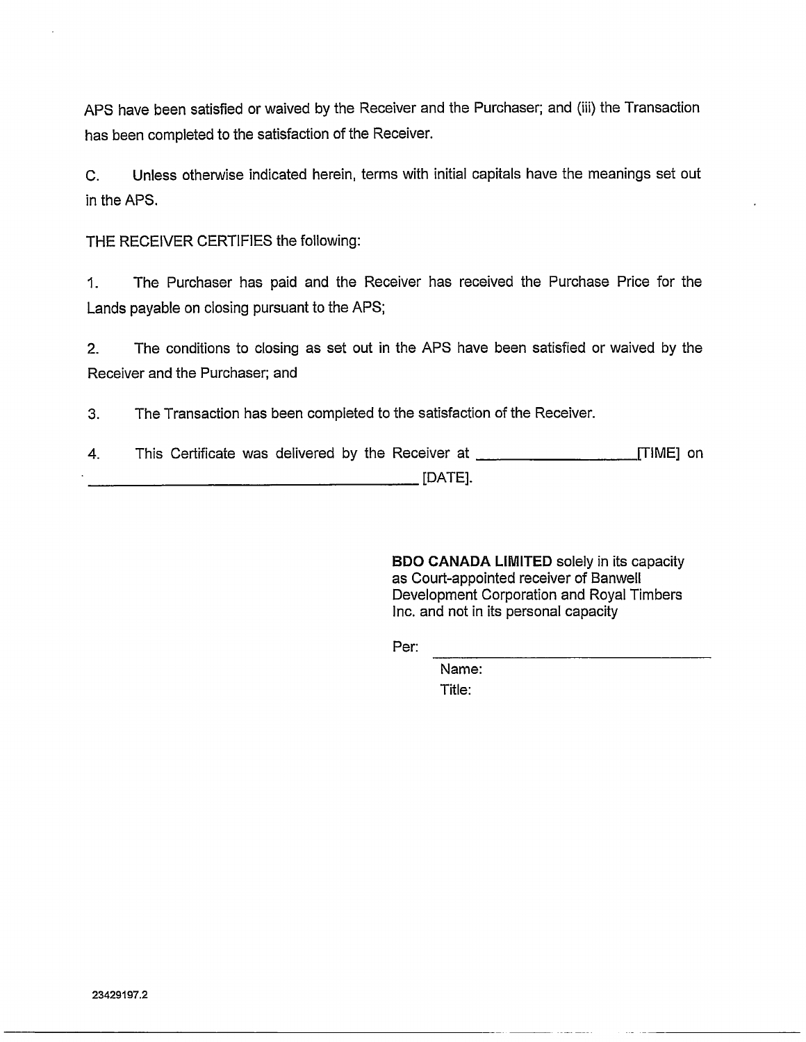APS have been satisfied or waived by the Receiver and the Purchaser; and (iii) the Transaction has been completed to the satisfaction of the Receiver.

C. Unless otherwise indicated herein, terms with initial capitals have the meanings set out in the APS.

THE RECEIVER CERTIFIES the following:

1. The Purchaser has paid and the Receiver has received the Purchase Price for the Lands payable on closing pursuant to the APS;

2. The conditions to closing as set out in the APS have been satisfied or waived by the Receiver and the Purchaser; and

3. The Transaction has been completed to the satisfaction of the Receiver.

4. This Certificate was delivered by the Receiver at ____________________[TIME] on ________________________________________ [DATE].

**BDO CANADA LIMITED** solely in its capacity as Court-appointed receiver of Banwell Development Corporation and Royal Timbers Inc. and not in its personal capacity

Per: ____________________________________

Name:

Title:

23429197.2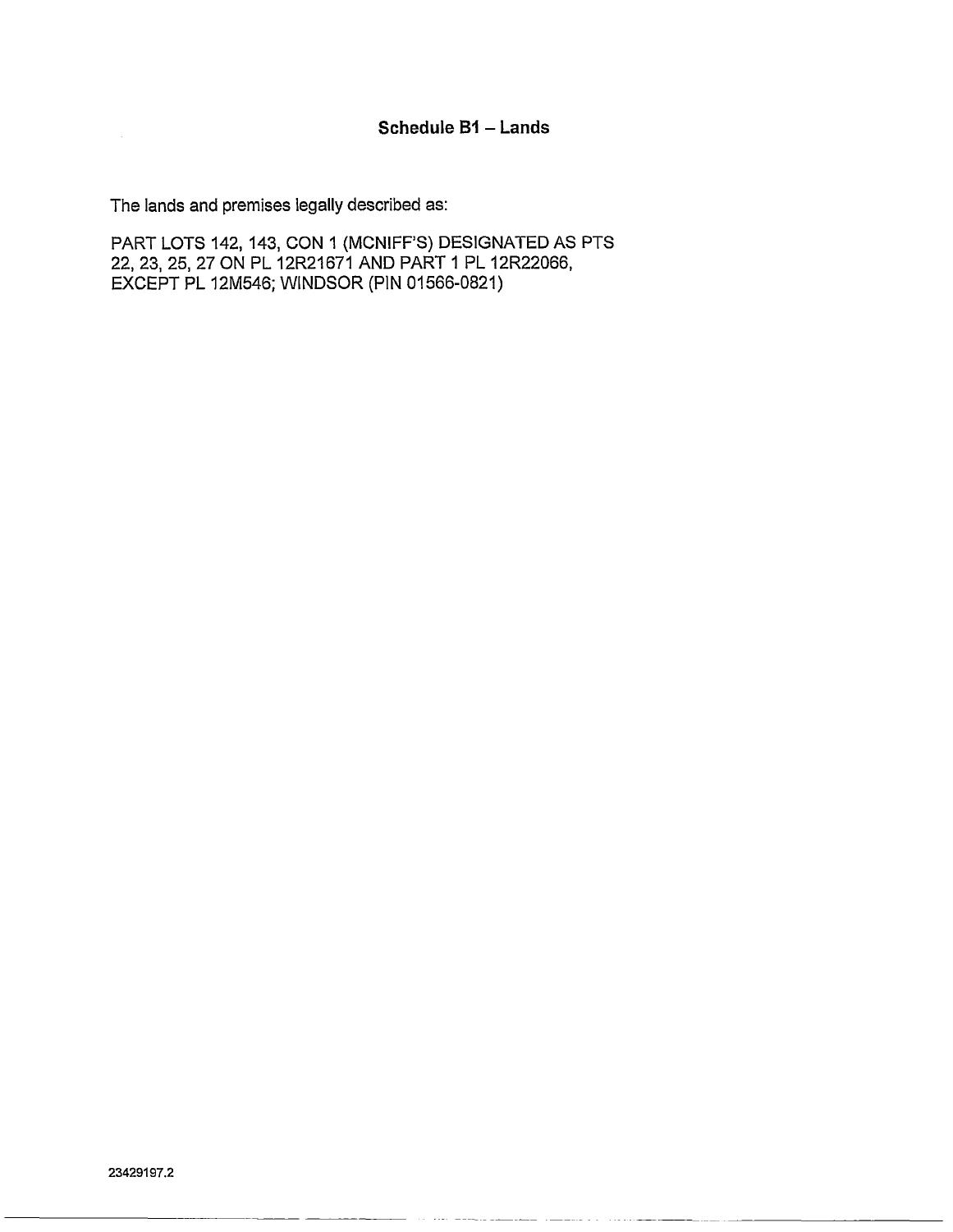## Schedule B1 – Lands

The lands and premises legally described as:

PART LOTS 142, 143, CON 1 (MCNIFF'S) DESIGNATED AS PTS 22, 23, 25, 27 ON PL 12R21671 AND PART 1 PL 12R22066, EXCEPT PL 12M546; WINDSOR (PIN 01566-0821)

23429197.2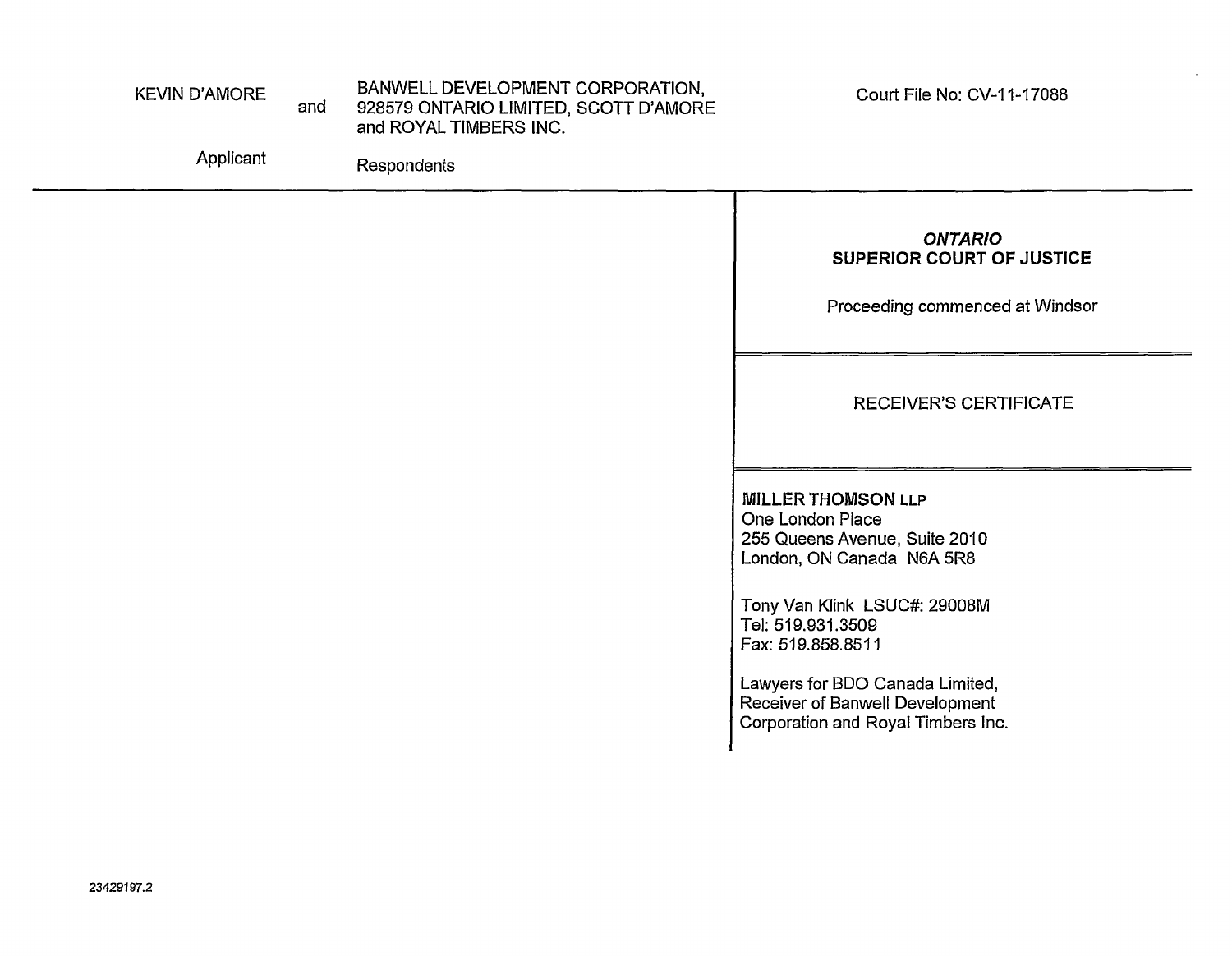KEVIN D'AMORE and BANWELL DEVELOPMENT CORPORATION, 928579 ONTARIO LIMITED, SCOTT D'AMORE and ROYAL TIMBERS INC.

Applicant — Respondents

Court File No: CV-11-17088

***ONTARIO***
**SUPERIOR COURT OF JUSTICE**

Proceeding commenced at Windsor

RECEIVER'S CERTIFICATE

**MILLER THOMSON LLP**
One London Place
255 Queens Avenue, Suite 2010
London, ON Canada N6A 5R8

Tony Van Klink LSUC#: 29008M
Tel: 519.931.3509
Fax: 519.858.8511

Lawyers for BDO Canada Limited,
Receiver of Banwell Development Corporation and Royal Timbers Inc.

23429197.2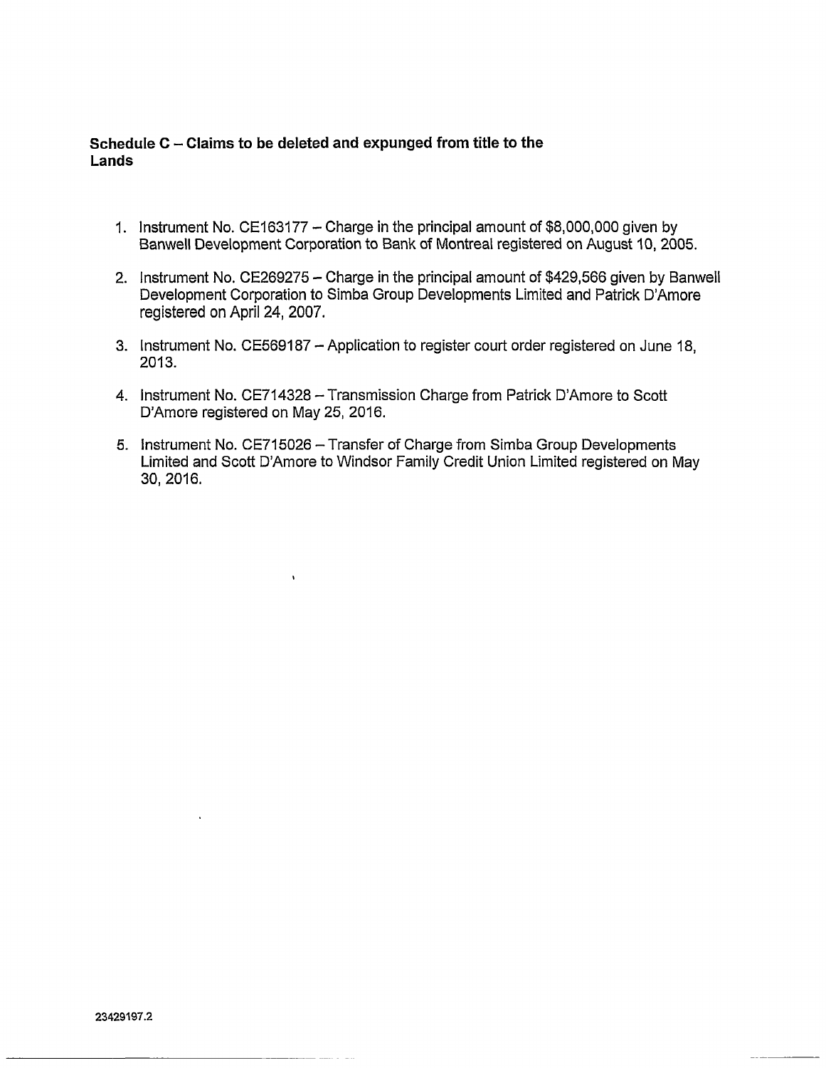**Schedule C – Claims to be deleted and expunged from title to the Lands**

1. Instrument No. CE163177 – Charge in the principal amount of $8,000,000 given by Banwell Development Corporation to Bank of Montreal registered on August 10, 2005.

2. Instrument No. CE269275 – Charge in the principal amount of $429,566 given by Banwell Development Corporation to Simba Group Developments Limited and Patrick D'Amore registered on April 24, 2007.

3. Instrument No. CE569187 – Application to register court order registered on June 18, 2013.

4. Instrument No. CE714328 – Transmission Charge from Patrick D'Amore to Scott D'Amore registered on May 25, 2016.

5. Instrument No. CE715026 – Transfer of Charge from Simba Group Developments Limited and Scott D'Amore to Windsor Family Credit Union Limited registered on May 30, 2016.

23429197.2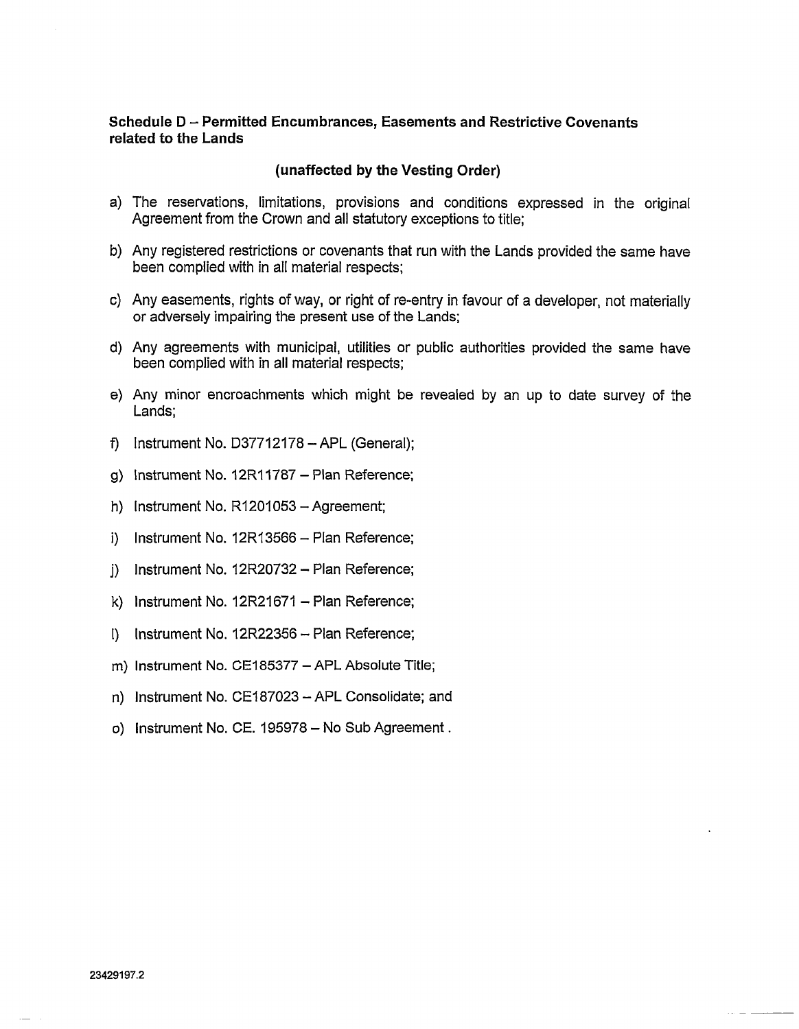**Schedule D – Permitted Encumbrances, Easements and Restrictive Covenants related to the Lands**

**(unaffected by the Vesting Order)**

a) The reservations, limitations, provisions and conditions expressed in the original Agreement from the Crown and all statutory exceptions to title;

b) Any registered restrictions or covenants that run with the Lands provided the same have been complied with in all material respects;

c) Any easements, rights of way, or right of re-entry in favour of a developer, not materially or adversely impairing the present use of the Lands;

d) Any agreements with municipal, utilities or public authorities provided the same have been complied with in all material respects;

e) Any minor encroachments which might be revealed by an up to date survey of the Lands;

f) Instrument No. D37712178 – APL (General);

g) Instrument No. 12R11787 – Plan Reference;

h) Instrument No. R1201053 – Agreement;

i) Instrument No. 12R13566 – Plan Reference;

j) Instrument No. 12R20732 – Plan Reference;

k) Instrument No. 12R21671 – Plan Reference;

l) Instrument No. 12R22356 – Plan Reference;

m) Instrument No. CE185377 – APL Absolute Title;

n) Instrument No. CE187023 – APL Consolidate; and

o) Instrument No. CE. 195978 – No Sub Agreement .

23429197.2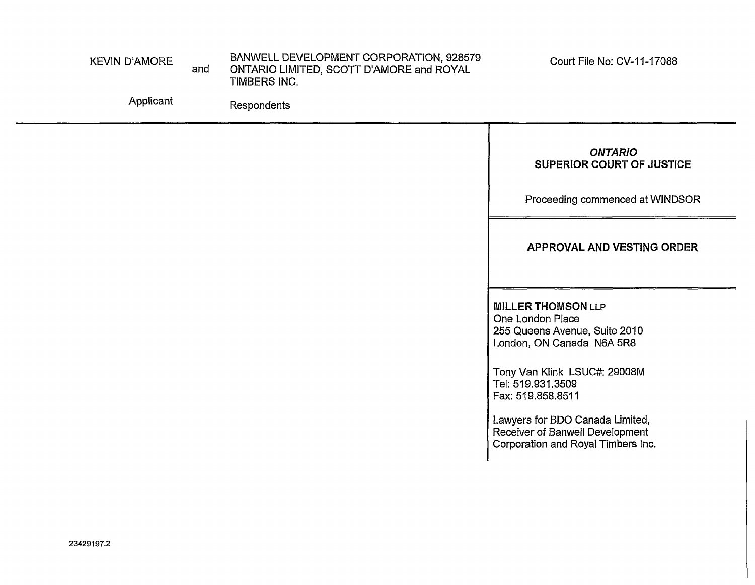| | | | |
|---|---|---|---|
| KEVIN D'AMORE | and | BANWELL DEVELOPMENT CORPORATION, 928579 ONTARIO LIMITED, SCOTT D'AMORE and ROYAL TIMBERS INC. | Court File No: CV-11-17088 |
| Applicant | | Respondents | |

***ONTARIO***
**SUPERIOR COURT OF JUSTICE**

Proceeding commenced at WINDSOR

**APPROVAL AND VESTING ORDER**

**MILLER THOMSON** LLP
One London Place
255 Queens Avenue, Suite 2010
London, ON Canada N6A 5R8

Tony Van Klink LSUC#: 29008M
Tel: 519.931.3509
Fax: 519.858.8511

Lawyers for BDO Canada Limited, Receiver of Banwell Development Corporation and Royal Timbers Inc.

23429197.2